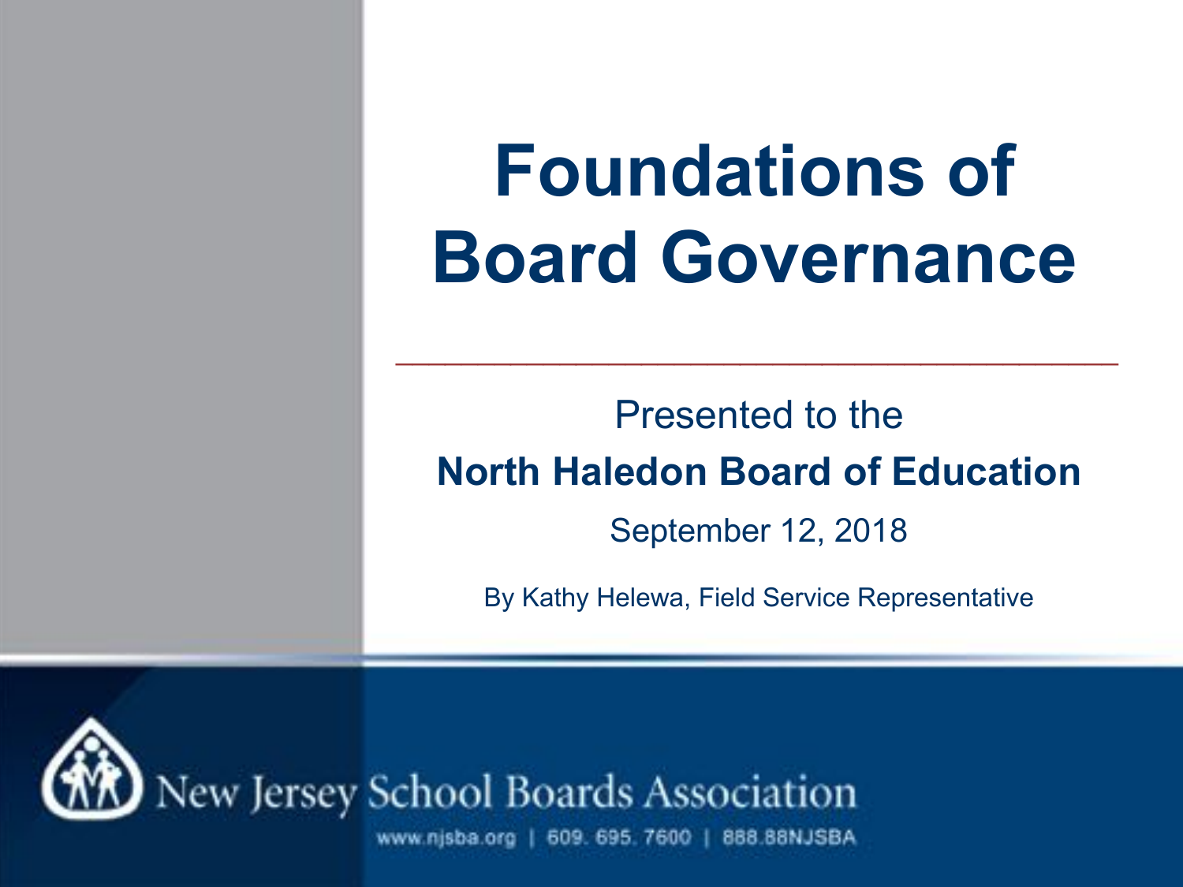# Foundations of Board Governance

Presented to the

**North Haledon Board of Education**

September 12, 2018

By Kathy Helewa, Field Service Representative

New Jersey School Boards Association

www.njsba.org | 609. 695. 7600 | 888.88NJSBA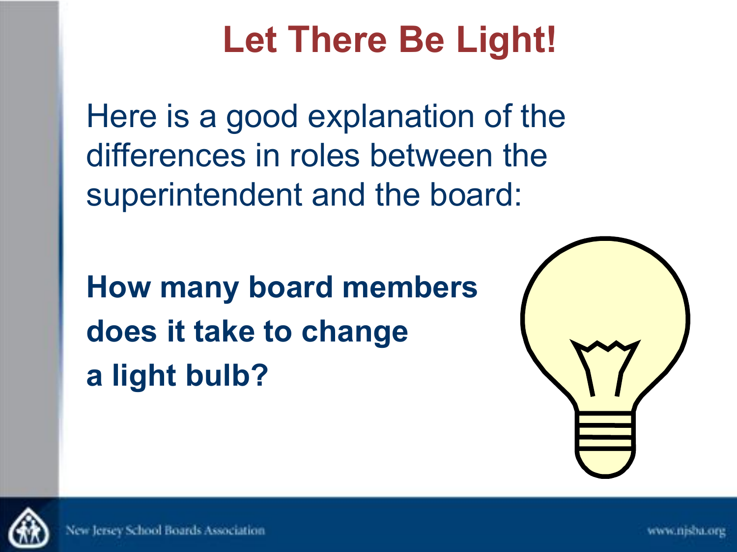# Let There Be Light!

Here is a good explanation of the differences in roles between the superintendent and the board:

**How many board members does it take to change a light bulb?**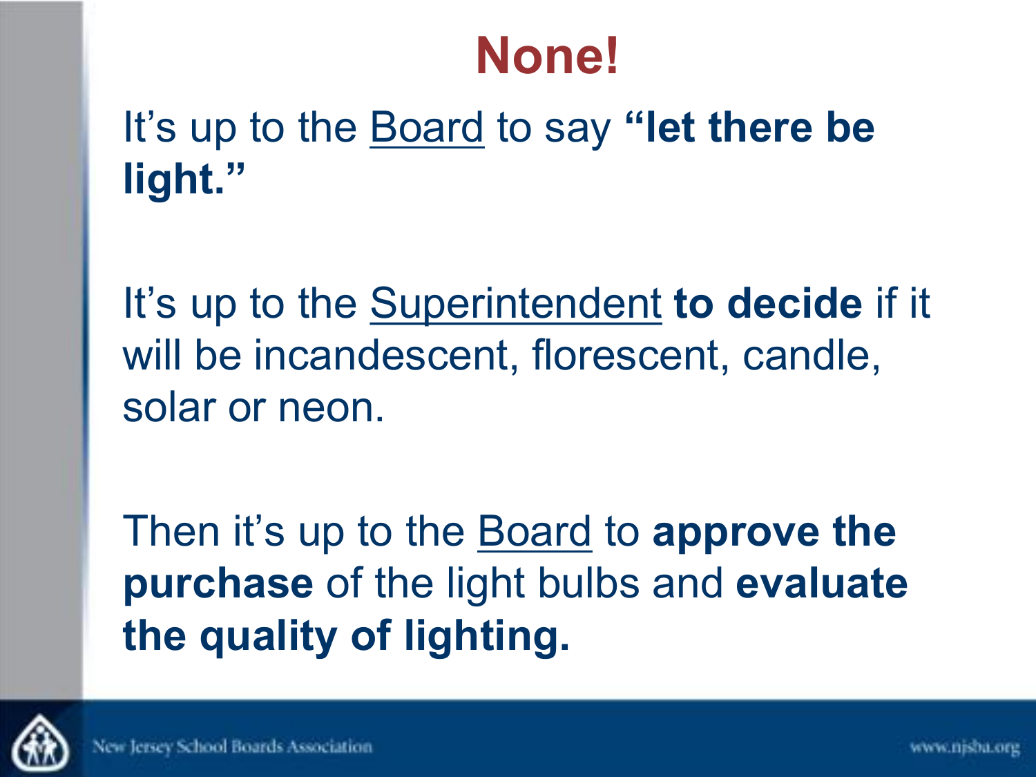# None!

It's up to the Board to say **"let there be light."**

It's up to the Superintendent **to decide** if it will be incandescent, florescent, candle, solar or neon.

Then it's up to the Board to **approve the purchase** of the light bulbs and **evaluate the quality of lighting.**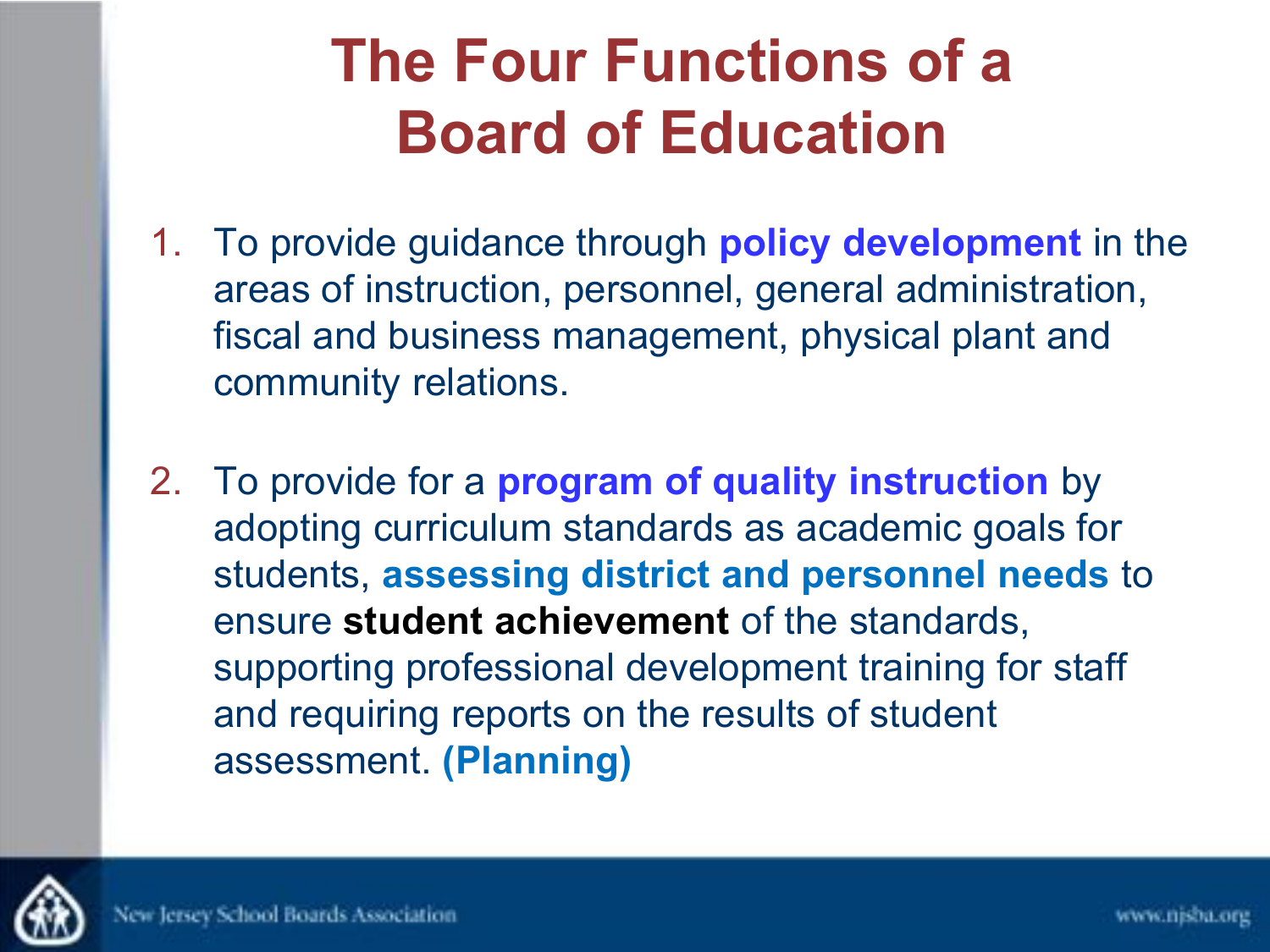# The Four Functions of a Board of Education

1. To provide guidance through **policy development** in the areas of instruction, personnel, general administration, fiscal and business management, physical plant and community relations.

2. To provide for a **program of quality instruction** by adopting curriculum standards as academic goals for students, **assessing district and personnel needs** to ensure **student achievement** of the standards, supporting professional development training for staff and requiring reports on the results of student assessment. **(Planning)**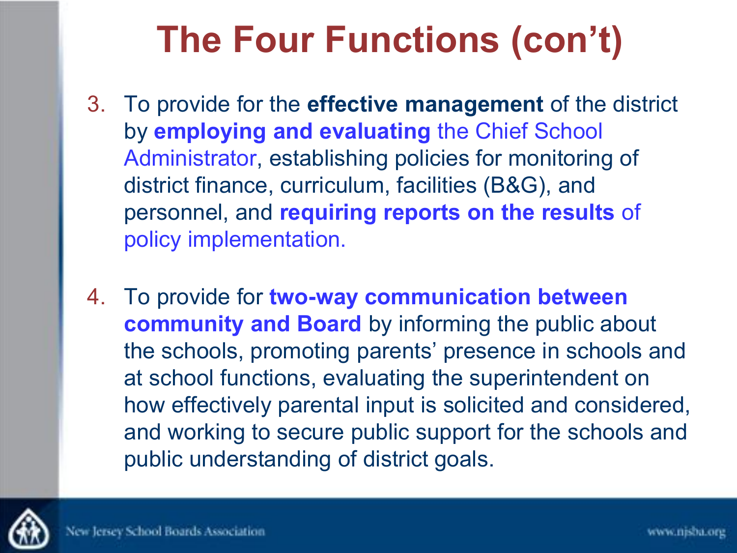# The Four Functions (con't)

3. To provide for the **effective management** of the district by **employing and evaluating** the Chief School Administrator, establishing policies for monitoring of district finance, curriculum, facilities (B&G), and personnel, and **requiring reports on the results** of policy implementation.

4. To provide for **two-way communication between community and Board** by informing the public about the schools, promoting parents' presence in schools and at school functions, evaluating the superintendent on how effectively parental input is solicited and considered, and working to secure public support for the schools and public understanding of district goals.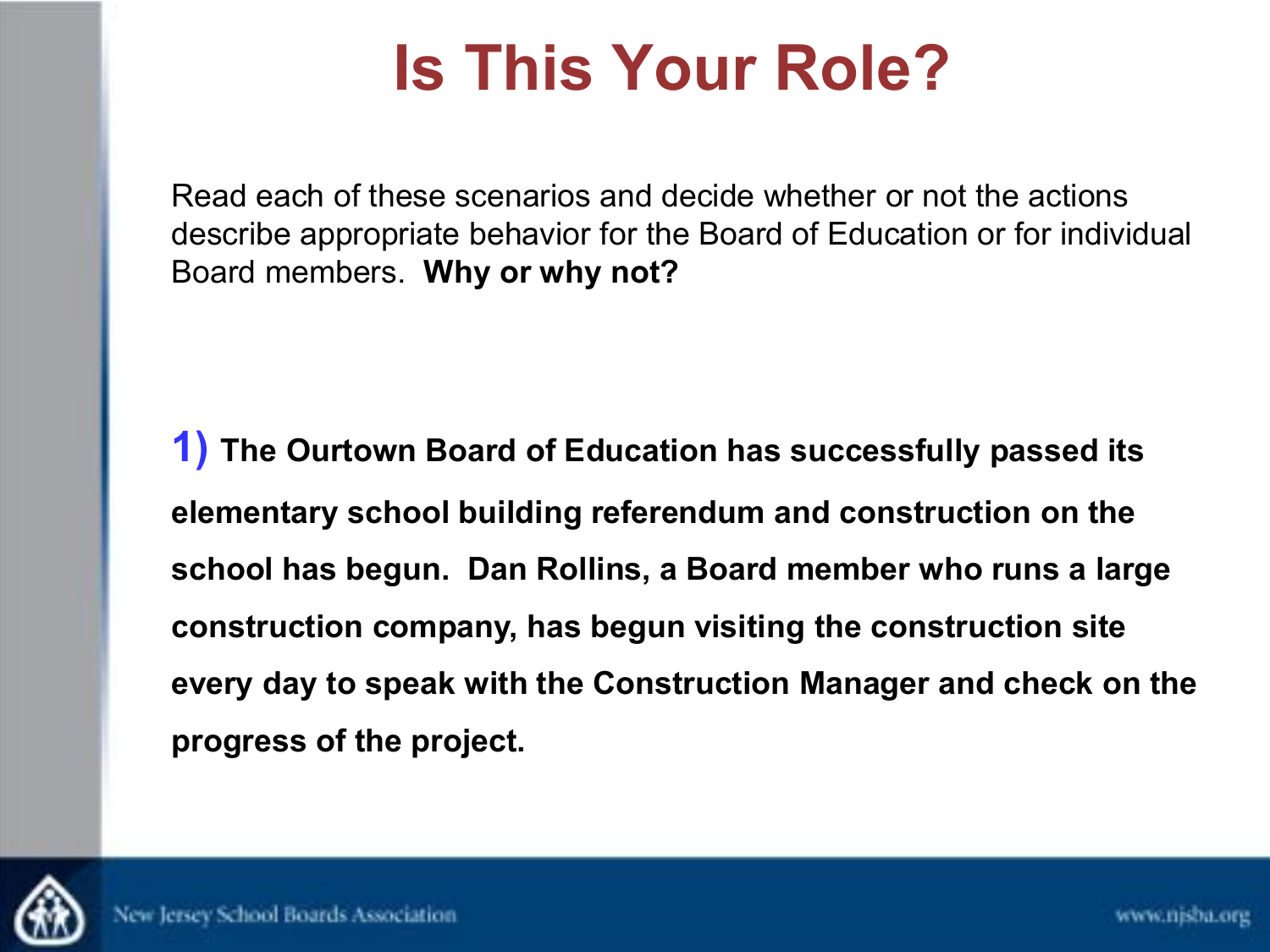# Is This Your Role?

Read each of these scenarios and decide whether or not the actions describe appropriate behavior for the Board of Education or for individual Board members. **Why or why not?**

**1) The Ourtown Board of Education has successfully passed its elementary school building referendum and construction on the school has begun. Dan Rollins, a Board member who runs a large construction company, has begun visiting the construction site every day to speak with the Construction Manager and check on the progress of the project.**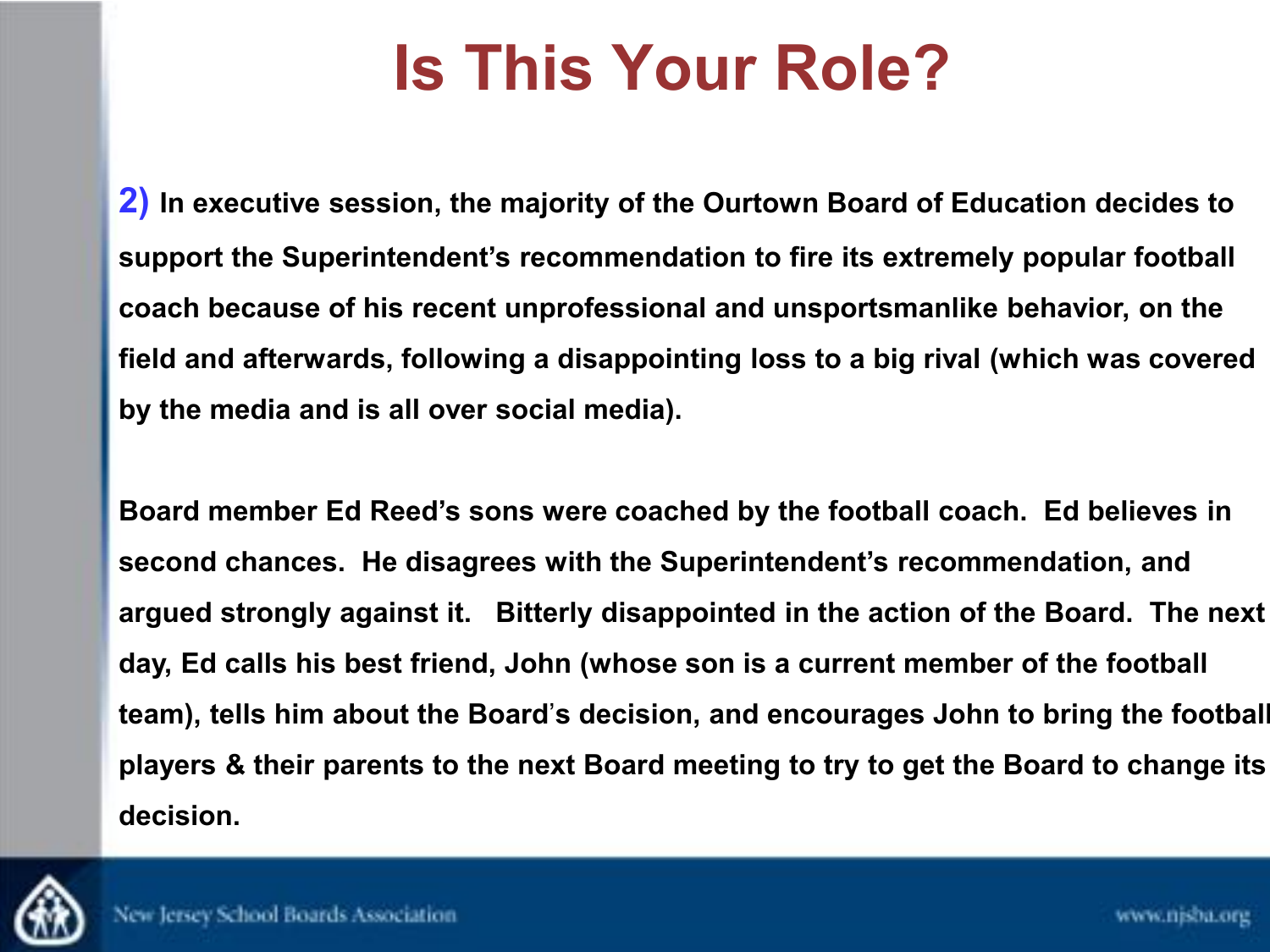# Is This Your Role?

**2) In executive session, the majority of the Ourtown Board of Education decides to support the Superintendent's recommendation to fire its extremely popular football coach because of his recent unprofessional and unsportsmanlike behavior, on the field and afterwards, following a disappointing loss to a big rival (which was covered by the media and is all over social media).**

**Board member Ed Reed's sons were coached by the football coach. Ed believes in second chances. He disagrees with the Superintendent's recommendation, and argued strongly against it. Bitterly disappointed in the action of the Board. The next day, Ed calls his best friend, John (whose son is a current member of the football team), tells him about the Board's decision, and encourages John to bring the football players & their parents to the next Board meeting to try to get the Board to change its decision.**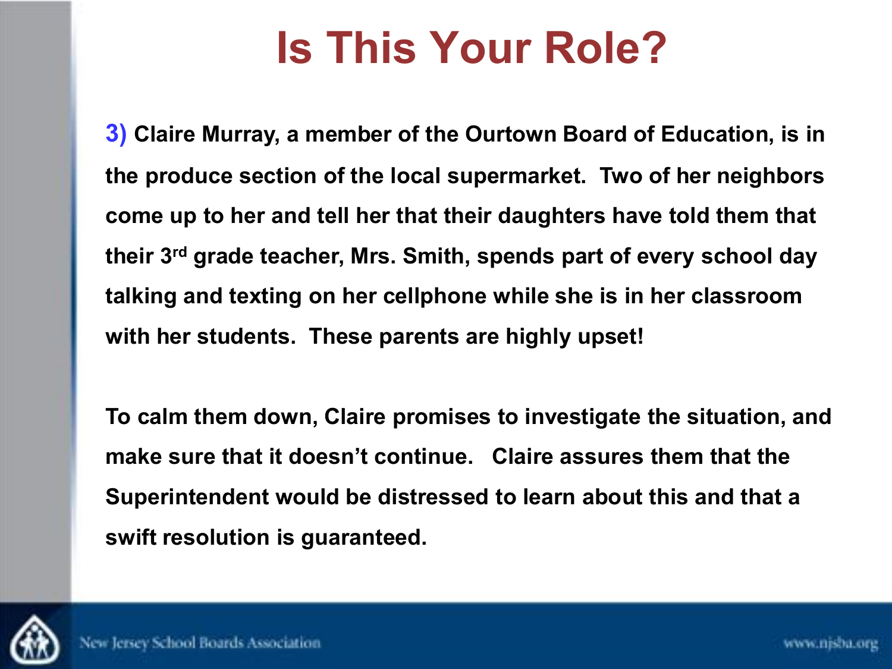# Is This Your Role?

**3) Claire Murray, a member of the Ourtown Board of Education, is in the produce section of the local supermarket. Two of her neighbors come up to her and tell her that their daughters have told them that their 3rd grade teacher, Mrs. Smith, spends part of every school day talking and texting on her cellphone while she is in her classroom with her students. These parents are highly upset!**

**To calm them down, Claire promises to investigate the situation, and make sure that it doesn't continue. Claire assures them that the Superintendent would be distressed to learn about this and that a swift resolution is guaranteed.**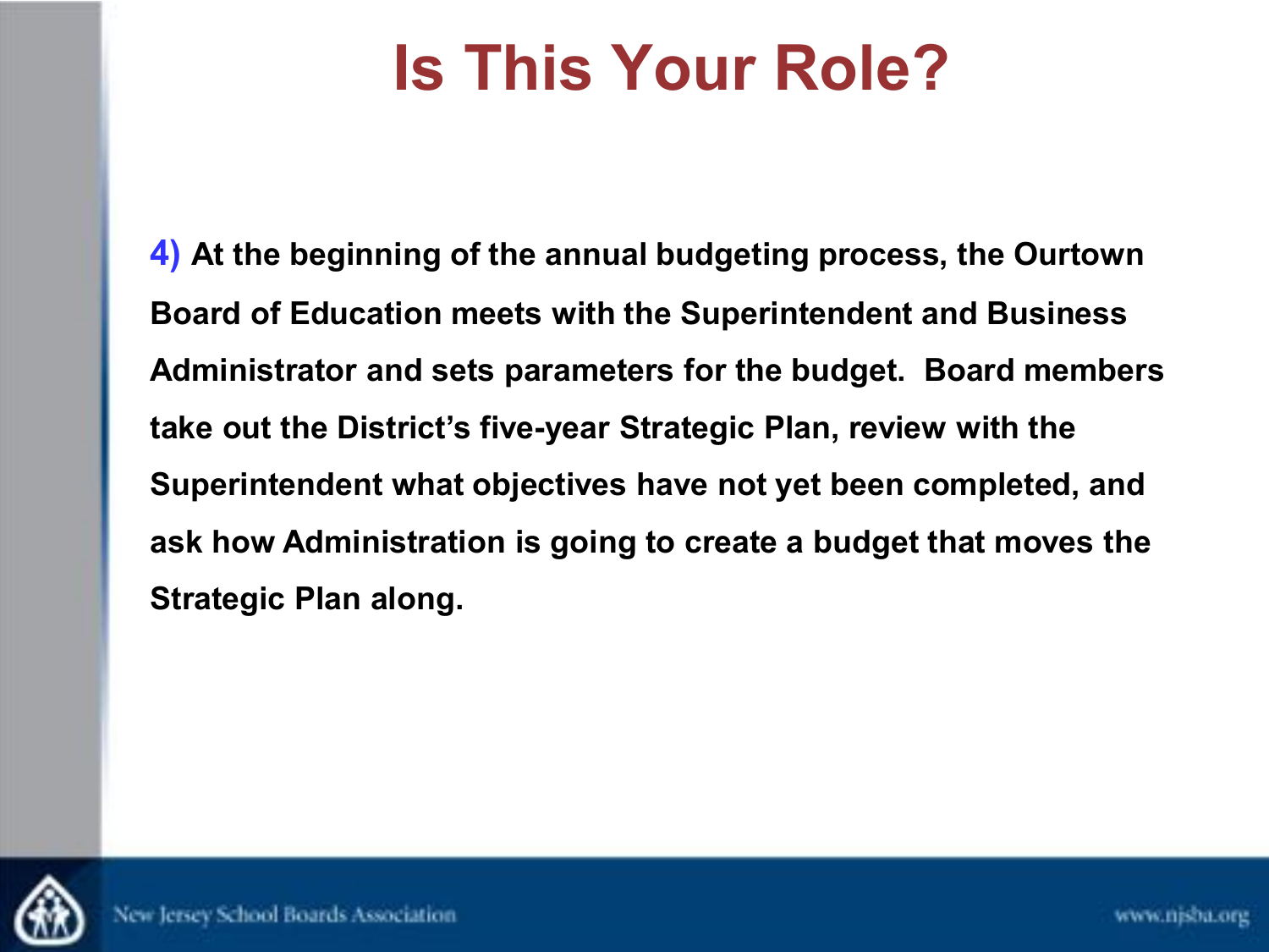# Is This Your Role?

**4) At the beginning of the annual budgeting process, the Ourtown Board of Education meets with the Superintendent and Business Administrator and sets parameters for the budget. Board members take out the District's five-year Strategic Plan, review with the Superintendent what objectives have not yet been completed, and ask how Administration is going to create a budget that moves the Strategic Plan along.**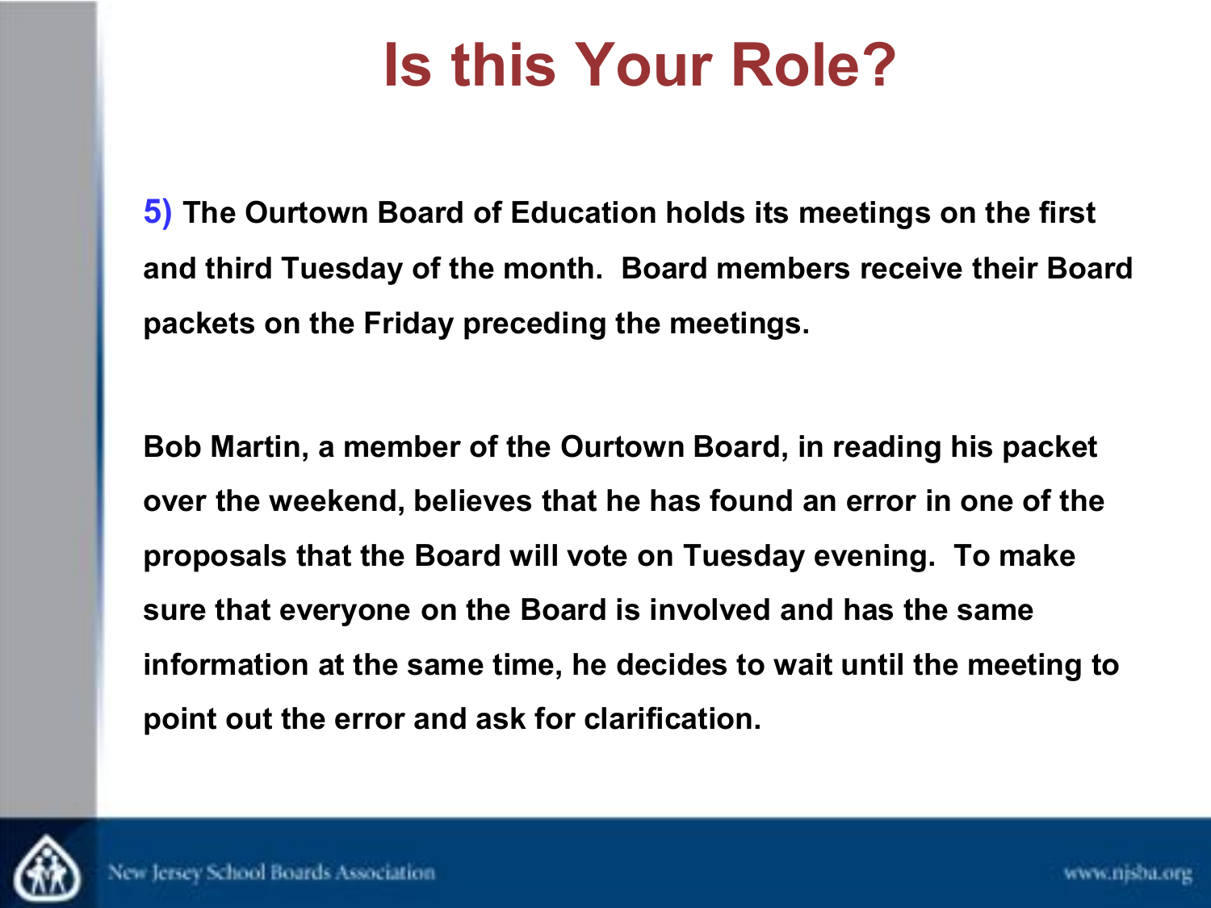# Is this Your Role?

**5) The Ourtown Board of Education holds its meetings on the first and third Tuesday of the month. Board members receive their Board packets on the Friday preceding the meetings.**

**Bob Martin, a member of the Ourtown Board, in reading his packet over the weekend, believes that he has found an error in one of the proposals that the Board will vote on Tuesday evening. To make sure that everyone on the Board is involved and has the same information at the same time, he decides to wait until the meeting to point out the error and ask for clarification.**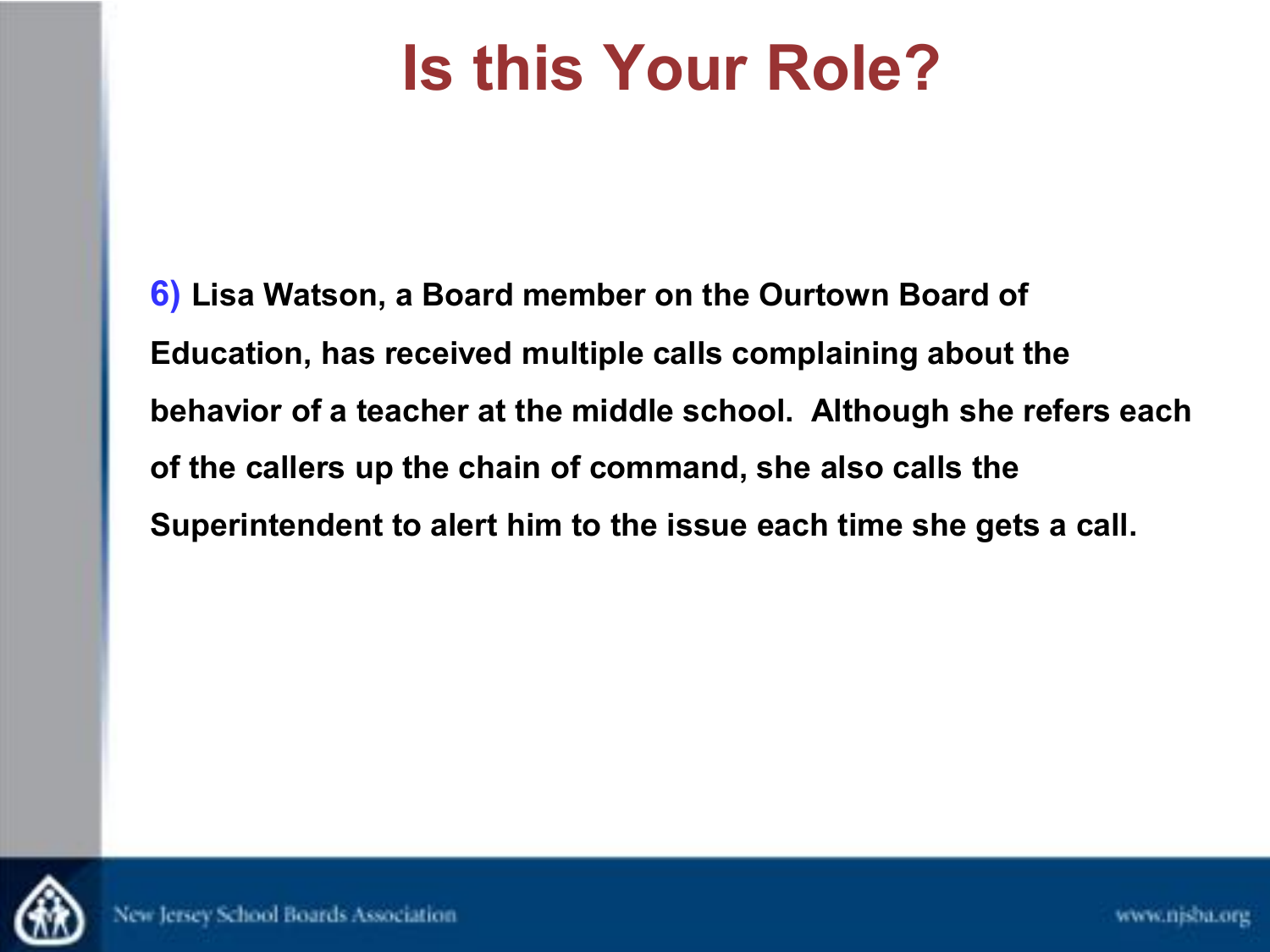# Is this Your Role?

**6) Lisa Watson, a Board member on the Ourtown Board of Education, has received multiple calls complaining about the behavior of a teacher at the middle school. Although she refers each of the callers up the chain of command, she also calls the Superintendent to alert him to the issue each time she gets a call.**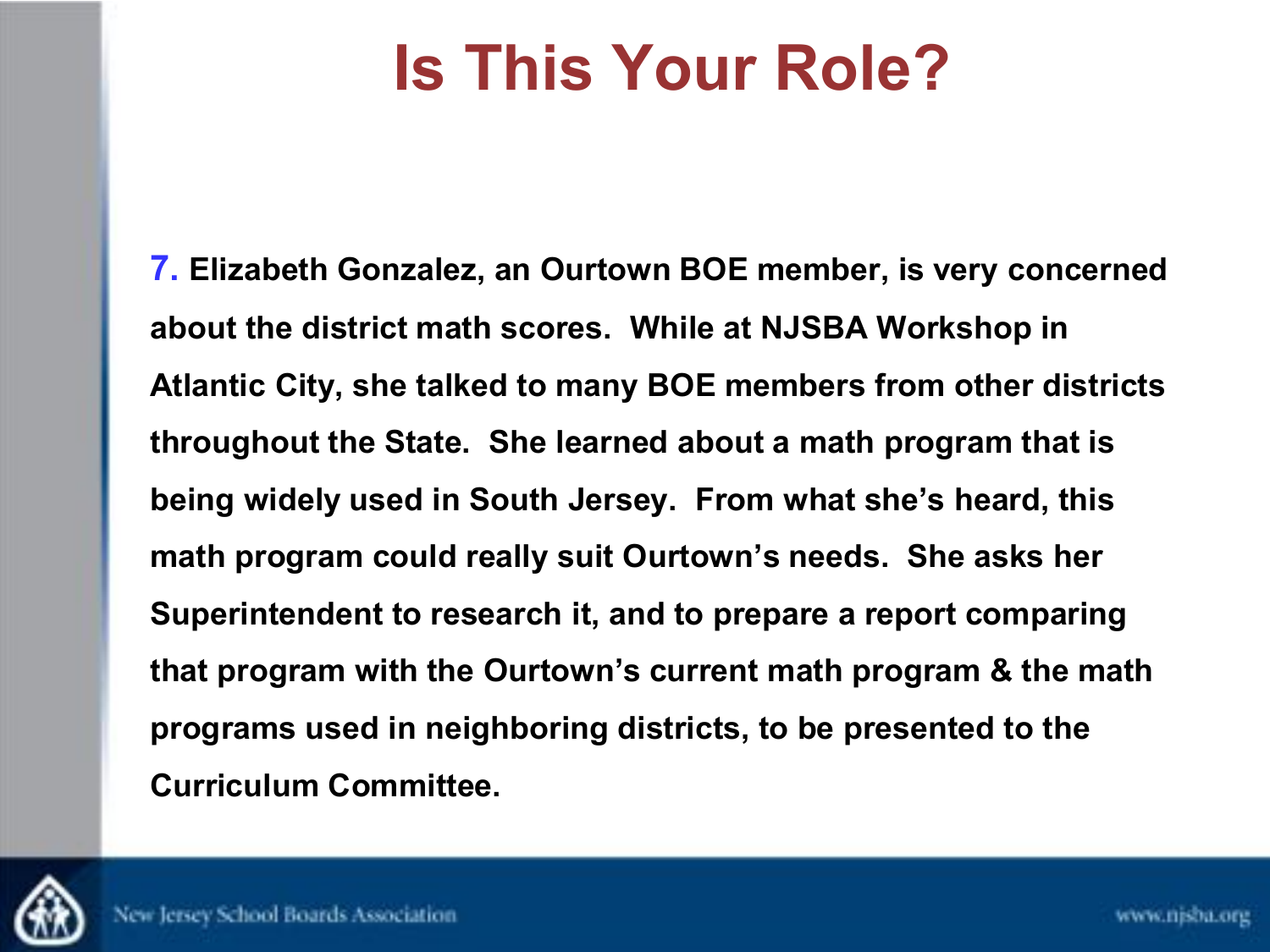# Is This Your Role?

**7. Elizabeth Gonzalez, an Ourtown BOE member, is very concerned about the district math scores. While at NJSBA Workshop in Atlantic City, she talked to many BOE members from other districts throughout the State. She learned about a math program that is being widely used in South Jersey. From what she's heard, this math program could really suit Ourtown's needs. She asks her Superintendent to research it, and to prepare a report comparing that program with the Ourtown's current math program & the math programs used in neighboring districts, to be presented to the Curriculum Committee.**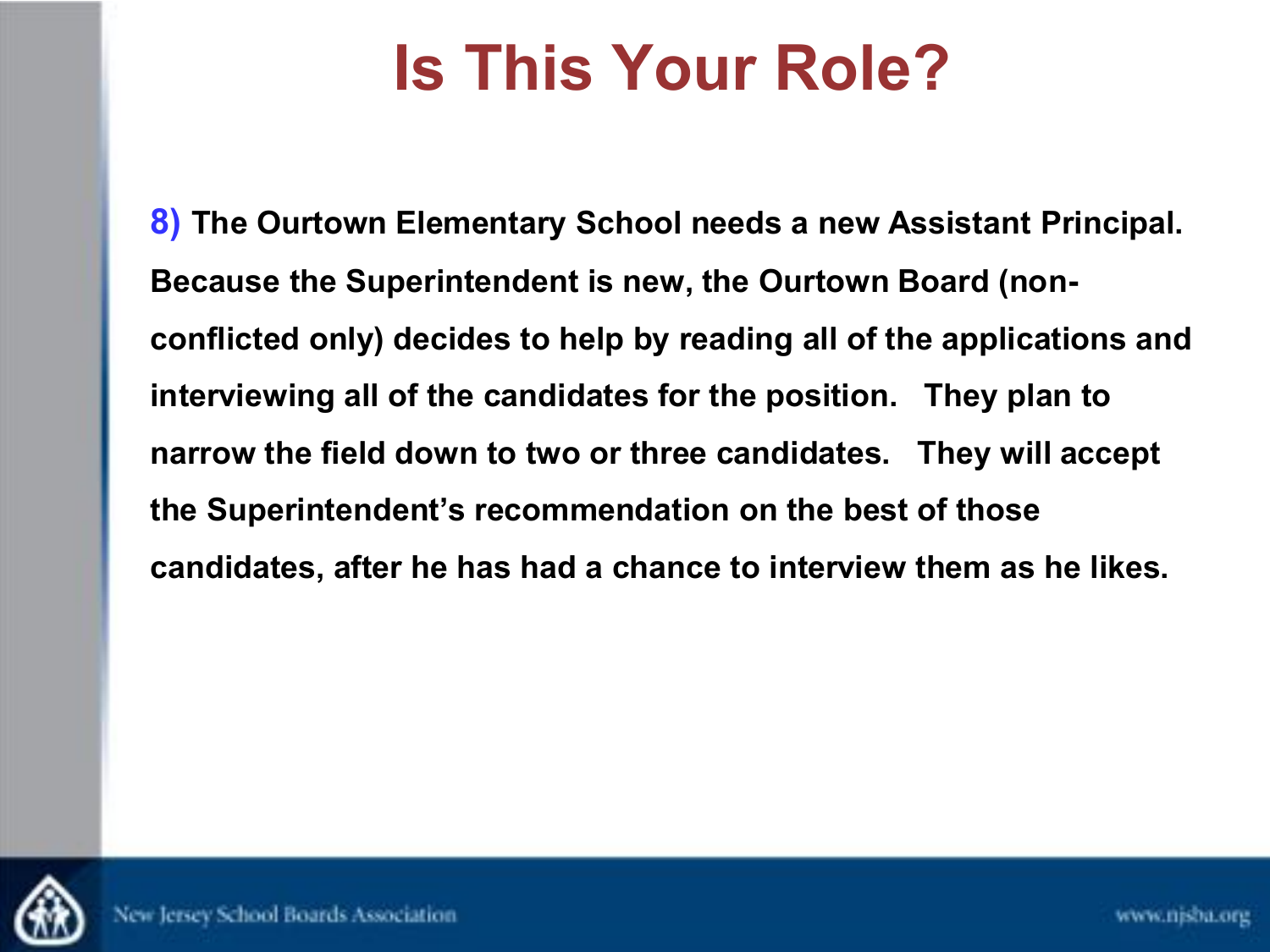# Is This Your Role?

**8) The Ourtown Elementary School needs a new Assistant Principal. Because the Superintendent is new, the Ourtown Board (non-conflicted only) decides to help by reading all of the applications and interviewing all of the candidates for the position. They plan to narrow the field down to two or three candidates. They will accept the Superintendent's recommendation on the best of those candidates, after he has had a chance to interview them as he likes.**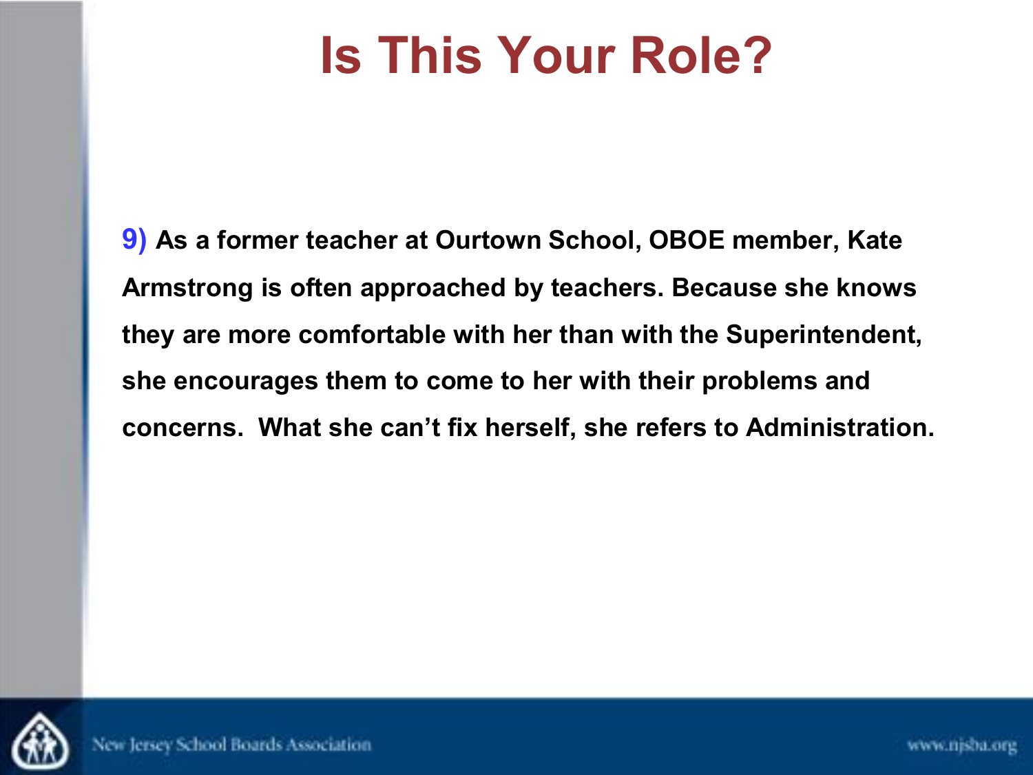# Is This Your Role?

9) As a former teacher at Ourtown School, OBOE member, Kate Armstrong is often approached by teachers. Because she knows they are more comfortable with her than with the Superintendent, she encourages them to come to her with their problems and concerns.  What she can't fix herself, she refers to Administration.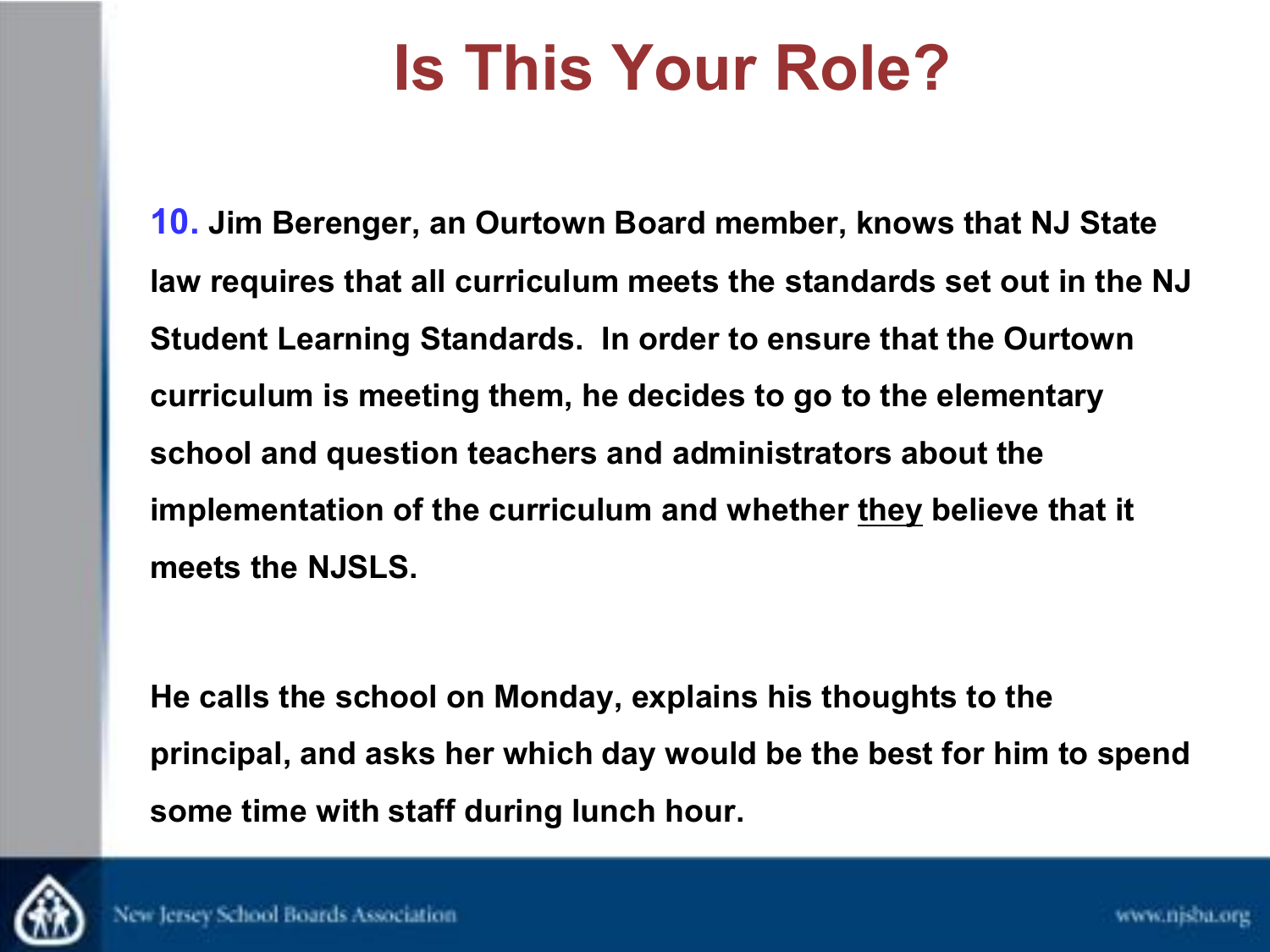# Is This Your Role?

**10. Jim Berenger, an Ourtown Board member, knows that NJ State law requires that all curriculum meets the standards set out in the NJ Student Learning Standards. In order to ensure that the Ourtown curriculum is meeting them, he decides to go to the elementary school and question teachers and administrators about the implementation of the curriculum and whether <u>they</u> believe that it meets the NJSLS.**

**He calls the school on Monday, explains his thoughts to the principal, and asks her which day would be the best for him to spend some time with staff during lunch hour.**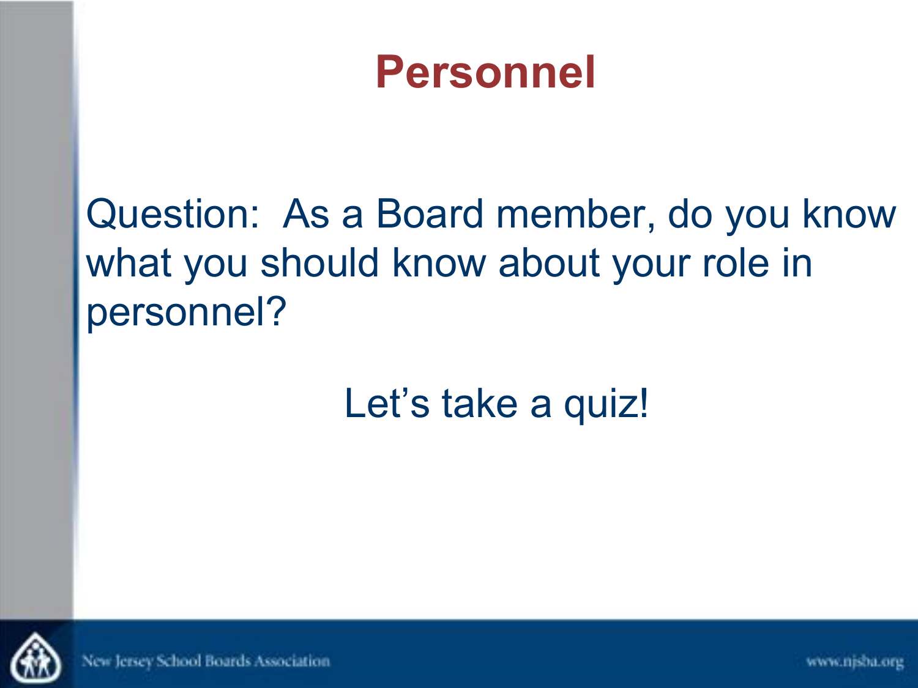# Personnel

Question: As a Board member, do you know what you should know about your role in personnel?

Let's take a quiz!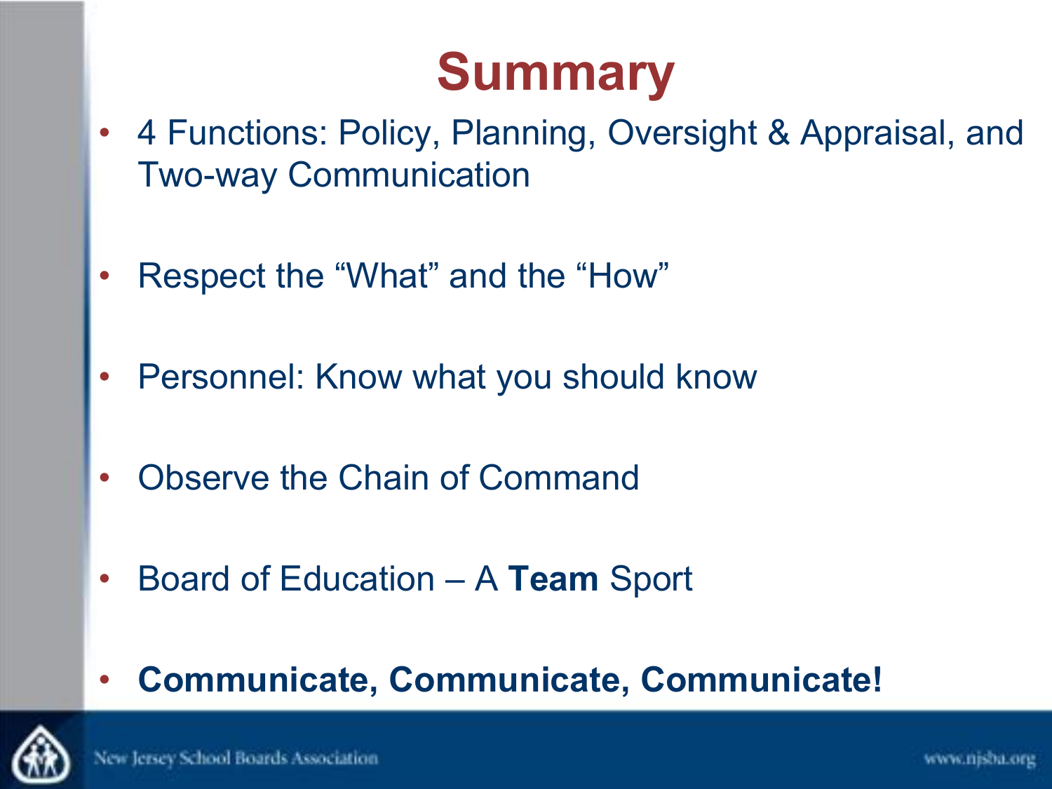# Summary

- 4 Functions: Policy, Planning, Oversight & Appraisal, and Two-way Communication
- Respect the "What" and the "How"
- Personnel: Know what you should know
- Observe the Chain of Command
- Board of Education – A **Team** Sport
- **Communicate, Communicate, Communicate!**